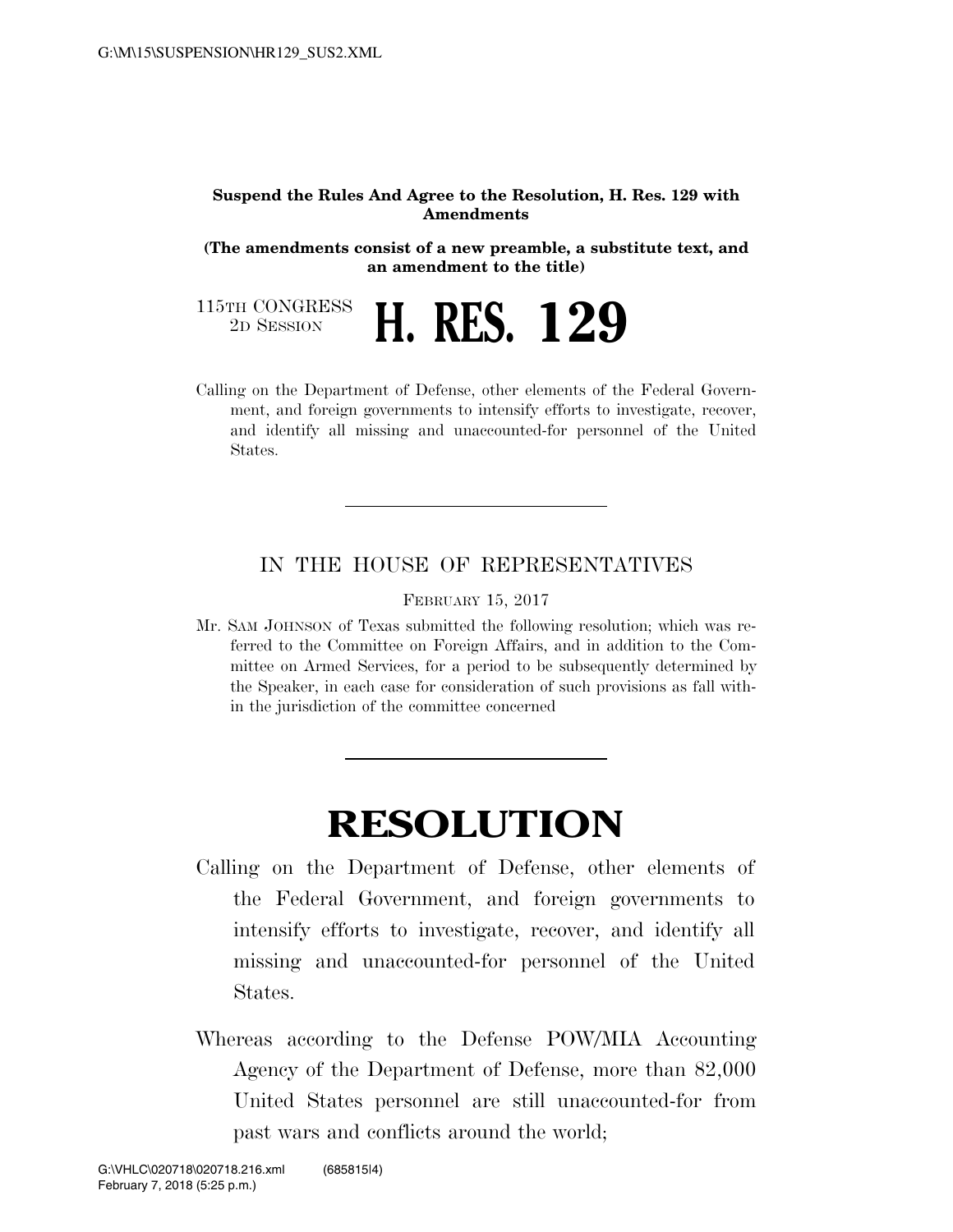**Suspend the Rules And Agree to the Resolution, H. Res. 129 with Amendments**

**(The amendments consist of a new preamble, a substitute text, and an amendment to the title)**

115TH CONGRESS
2D SESSION

# H. RES. 129

Calling on the Department of Defense, other elements of the Federal Government, and foreign governments to intensify efforts to investigate, recover, and identify all missing and unaccounted-for personnel of the United States.

---

IN THE HOUSE OF REPRESENTATIVES

FEBRUARY 15, 2017

Mr. SAM JOHNSON of Texas submitted the following resolution; which was referred to the Committee on Foreign Affairs, and in addition to the Committee on Armed Services, for a period to be subsequently determined by the Speaker, in each case for consideration of such provisions as fall within the jurisdiction of the committee concerned

---

# RESOLUTION

Calling on the Department of Defense, other elements of the Federal Government, and foreign governments to intensify efforts to investigate, recover, and identify all missing and unaccounted-for personnel of the United States.

Whereas according to the Defense POW/MIA Accounting Agency of the Department of Defense, more than 82,000 United States personnel are still unaccounted-for from past wars and conflicts around the world;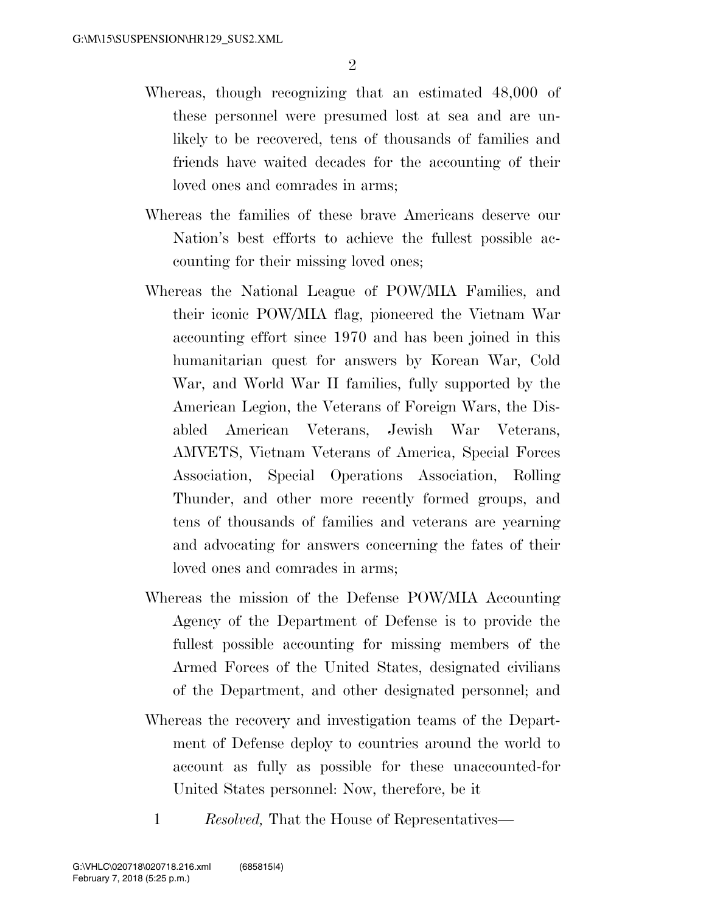Whereas, though recognizing that an estimated 48,000 of these personnel were presumed lost at sea and are unlikely to be recovered, tens of thousands of families and friends have waited decades for the accounting of their loved ones and comrades in arms;

Whereas the families of these brave Americans deserve our Nation's best efforts to achieve the fullest possible accounting for their missing loved ones;

Whereas the National League of POW/MIA Families, and their iconic POW/MIA flag, pioneered the Vietnam War accounting effort since 1970 and has been joined in this humanitarian quest for answers by Korean War, Cold War, and World War II families, fully supported by the American Legion, the Veterans of Foreign Wars, the Disabled American Veterans, Jewish War Veterans, AMVETS, Vietnam Veterans of America, Special Forces Association, Special Operations Association, Rolling Thunder, and other more recently formed groups, and tens of thousands of families and veterans are yearning and advocating for answers concerning the fates of their loved ones and comrades in arms;

Whereas the mission of the Defense POW/MIA Accounting Agency of the Department of Defense is to provide the fullest possible accounting for missing members of the Armed Forces of the United States, designated civilians of the Department, and other designated personnel; and

Whereas the recovery and investigation teams of the Department of Defense deploy to countries around the world to account as fully as possible for these unaccounted-for United States personnel: Now, therefore, be it

1 *Resolved,* That the House of Representatives—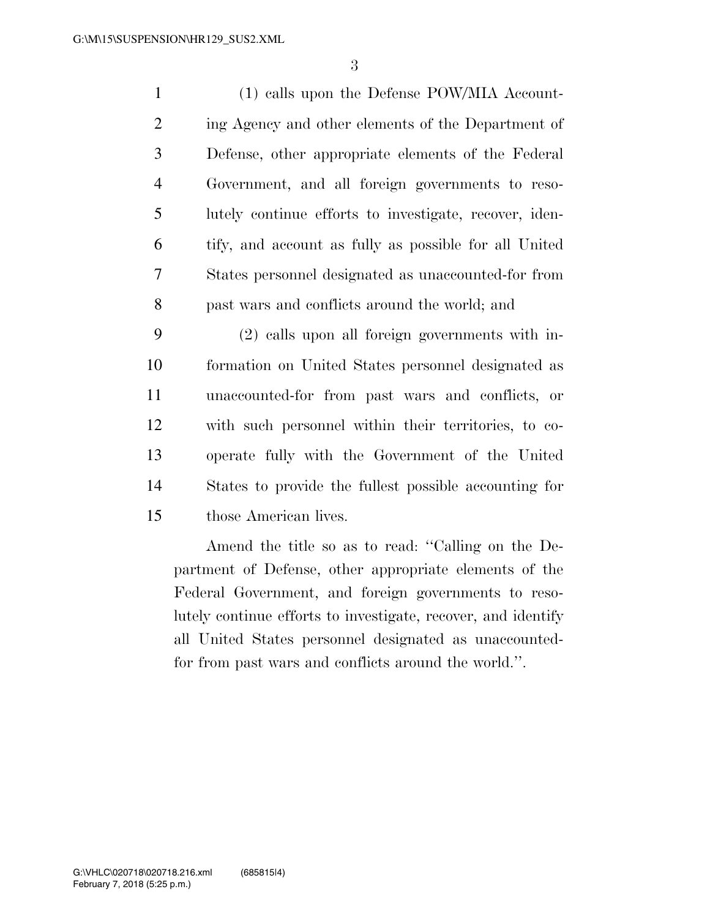(1) calls upon the Defense POW/MIA Accounting Agency and other elements of the Department of Defense, other appropriate elements of the Federal Government, and all foreign governments to resolutely continue efforts to investigate, recover, identify, and account as fully as possible for all United States personnel designated as unaccounted-for from past wars and conflicts around the world; and

(2) calls upon all foreign governments with information on United States personnel designated as unaccounted-for from past wars and conflicts, or with such personnel within their territories, to cooperate fully with the Government of the United States to provide the fullest possible accounting for those American lives.

Amend the title so as to read: ''Calling on the Department of Defense, other appropriate elements of the Federal Government, and foreign governments to resolutely continue efforts to investigate, recover, and identify all United States personnel designated as unaccounted-for from past wars and conflicts around the world.''.